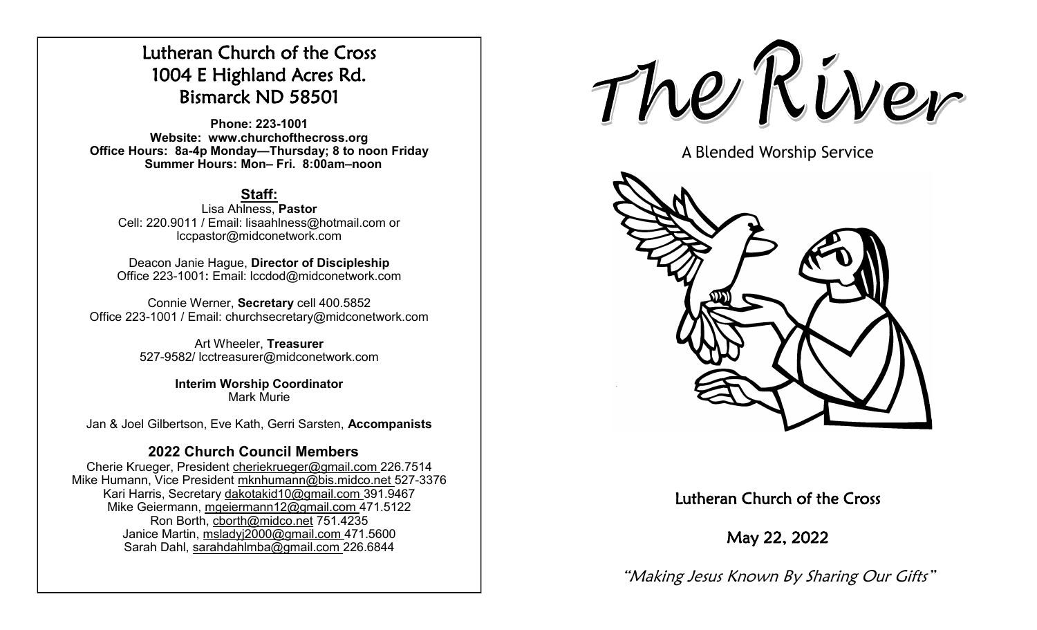# Lutheran Church of the Cross
# 1004 E Highland Acres Rd.
# Bismarck ND 58501

**Phone: 223-1001**
**Website: www.churchofthecross.org**
**Office Hours: 8a-4p Monday—Thursday; 8 to noon Friday**
**Summer Hours: Mon– Fri. 8:00am–noon**

## Staff:

Lisa Ahlness, **Pastor**
Cell: 220.9011 / Email: lisaahlness@hotmail.com or lccpastor@midconetwork.com

Deacon Janie Hague, **Director of Discipleship**
Office 223-1001**:** Email: lccdod@midconetwork.com

Connie Werner, **Secretary** cell 400.5852
Office 223-1001 / Email: churchsecretary@midconetwork.com

Art Wheeler, **Treasurer**
527-9582/ lcctreasurer@midconetwork.com

**Interim Worship Coordinator**
Mark Murie

Jan & Joel Gilbertson, Eve Kath, Gerri Sarsten, **Accompanists**

## 2022 Church Council Members

Cherie Krueger, President cheriekrueger@gmail.com 226.7514
Mike Humann, Vice President mknhumann@bis.midco.net 527-3376
Kari Harris, Secretary dakotakid10@gmail.com 391.9467
Mike Geiermann, mgeiermann12@gmail.com 471.5122
Ron Borth, cborth@midco.net 751.4235
Janice Martin, msladyj2000@gmail.com 471.5600
Sarah Dahl, sarahdahlmba@gmail.com 226.6844

# The River

A Blended Worship Service

## Lutheran Church of the Cross

## May 22, 2022

*"Making Jesus Known By Sharing Our Gifts"*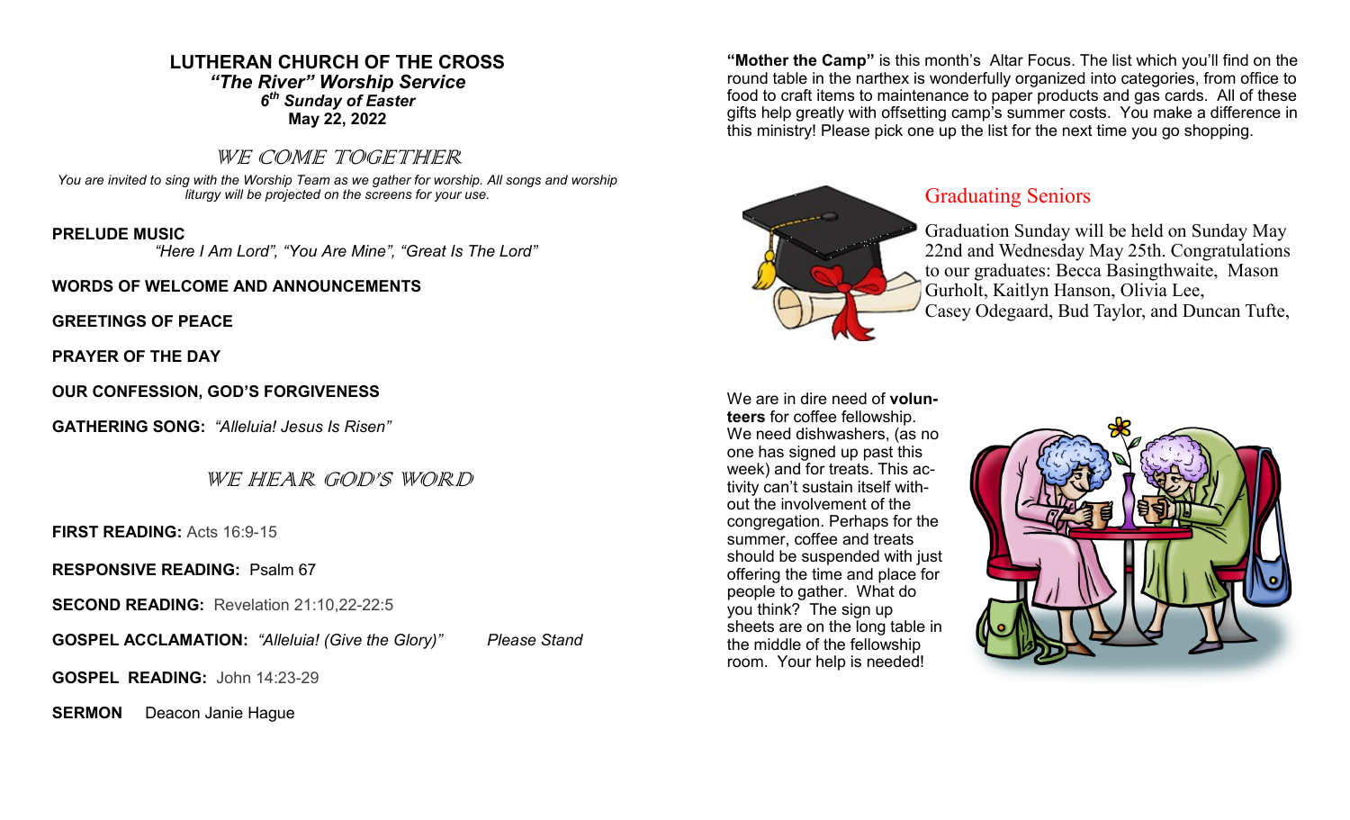# LUTHERAN CHURCH OF THE CROSS

***"The River" Worship Service***

***6th Sunday of Easter***

**May 22, 2022**

## WE COME TOGETHER

*You are invited to sing with the Worship Team as we gather for worship. All songs and worship liturgy will be projected on the screens for your use.*

**PRELUDE MUSIC**

*"Here I Am Lord", "You Are Mine", "Great Is The Lord"*

**WORDS OF WELCOME AND ANNOUNCEMENTS**

**GREETINGS OF PEACE**

**PRAYER OF THE DAY**

**OUR CONFESSION, GOD'S FORGIVENESS**

**GATHERING SONG:** *"Alleluia! Jesus Is Risen"*

## WE HEAR GOD'S WORD

**FIRST READING:** Acts 16:9-15

**RESPONSIVE READING:** Psalm 67

**SECOND READING:** Revelation 21:10,22-22:5

**GOSPEL ACCLAMATION:** *"Alleluia! (Give the Glory)"* *Please Stand*

**GOSPEL READING:** John 14:23-29

**SERMON** Deacon Janie Hague

**"Mother the Camp"** is this month's Altar Focus. The list which you'll find on the round table in the narthex is wonderfully organized into categories, from office to food to craft items to maintenance to paper products and gas cards. All of these gifts help greatly with offsetting camp's summer costs. You make a difference in this ministry! Please pick one up the list for the next time you go shopping.

## Graduating Seniors

Graduation Sunday will be held on Sunday May 22nd and Wednesday May 25th. Congratulations to our graduates: Becca Basingthwaite, Mason Gurholt, Kaitlyn Hanson, Olivia Lee, Casey Odegaard, Bud Taylor, and Duncan Tufte,

We are in dire need of **volunteers** for coffee fellowship. We need dishwashers, (as no one has signed up past this week) and for treats. This activity can't sustain itself without the involvement of the congregation. Perhaps for the summer, coffee and treats should be suspended with just offering the time and place for people to gather. What do you think? The sign up sheets are on the long table in the middle of the fellowship room. Your help is needed!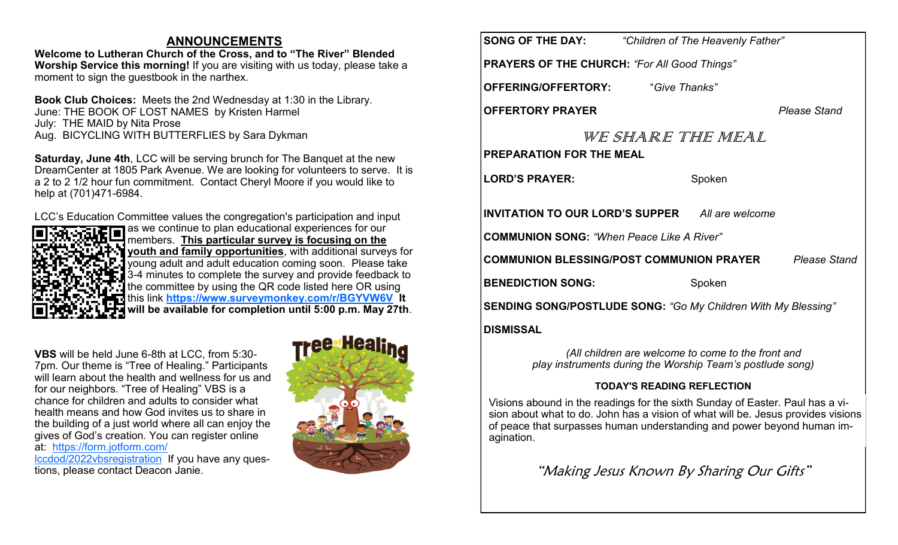## ANNOUNCEMENTS

**Welcome to Lutheran Church of the Cross, and to "The River" Blended Worship Service this morning!** If you are visiting with us today, please take a moment to sign the guestbook in the narthex.

**Book Club Choices:** Meets the 2nd Wednesday at 1:30 in the Library.
June: THE BOOK OF LOST NAMES by Kristen Harmel
July: THE MAID by Nita Prose
Aug. BICYCLING WITH BUTTERFLIES by Sara Dykman

**Saturday, June 4th**, LCC will be serving brunch for The Banquet at the new DreamCenter at 1805 Park Avenue. We are looking for volunteers to serve. It is a 2 to 2 1/2 hour fun commitment. Contact Cheryl Moore if you would like to help at (701)471-6984.

LCC's Education Committee values the congregation's participation and input as we continue to plan educational experiences for our members. **This particular survey is focusing on the youth and family opportunities**, with additional surveys for young adult and adult education coming soon. Please take 3-4 minutes to complete the survey and provide feedback to the committee by using the QR code listed here OR using this link **https://www.surveymonkey.com/r/BGYVW6V** **It will be available for completion until 5:00 p.m. May 27th**.

**VBS** will be held June 6-8th at LCC, from 5:30-7pm. Our theme is "Tree of Healing." Participants will learn about the health and wellness for us and for our neighbors. "Tree of Healing" VBS is a chance for children and adults to consider what health means and how God invites us to share in the building of a just world where all can enjoy the gives of God's creation. You can register online at: https://form.jotform.com/lccdod/2022vbsregistration If you have any questions, please contact Deacon Janie.

**SONG OF THE DAY:** *"Children of The Heavenly Father"*

**PRAYERS OF THE CHURCH:** *"For All Good Things"*

**OFFERING/OFFERTORY:** *"Give Thanks"*

**OFFERTORY PRAYER** *Please Stand*

### WE SHARE THE MEAL

**PREPARATION FOR THE MEAL**

**LORD'S PRAYER:** Spoken

**INVITATION TO OUR LORD'S SUPPER** *All are welcome*

**COMMUNION SONG:** *"When Peace Like A River"*

**COMMUNION BLESSING/POST COMMUNION PRAYER** *Please Stand*

**BENEDICTION SONG:** Spoken

**SENDING SONG/POSTLUDE SONG:** *"Go My Children With My Blessing"*

**DISMISSAL**

*(All children are welcome to come to the front and play instruments during the Worship Team's postlude song)*

**TODAY'S READING REFLECTION**

Visions abound in the readings for the sixth Sunday of Easter. Paul has a vision about what to do. John has a vision of what will be. Jesus provides visions of peace that surpasses human understanding and power beyond human imagination.

*"Making Jesus Known By Sharing Our Gifts"*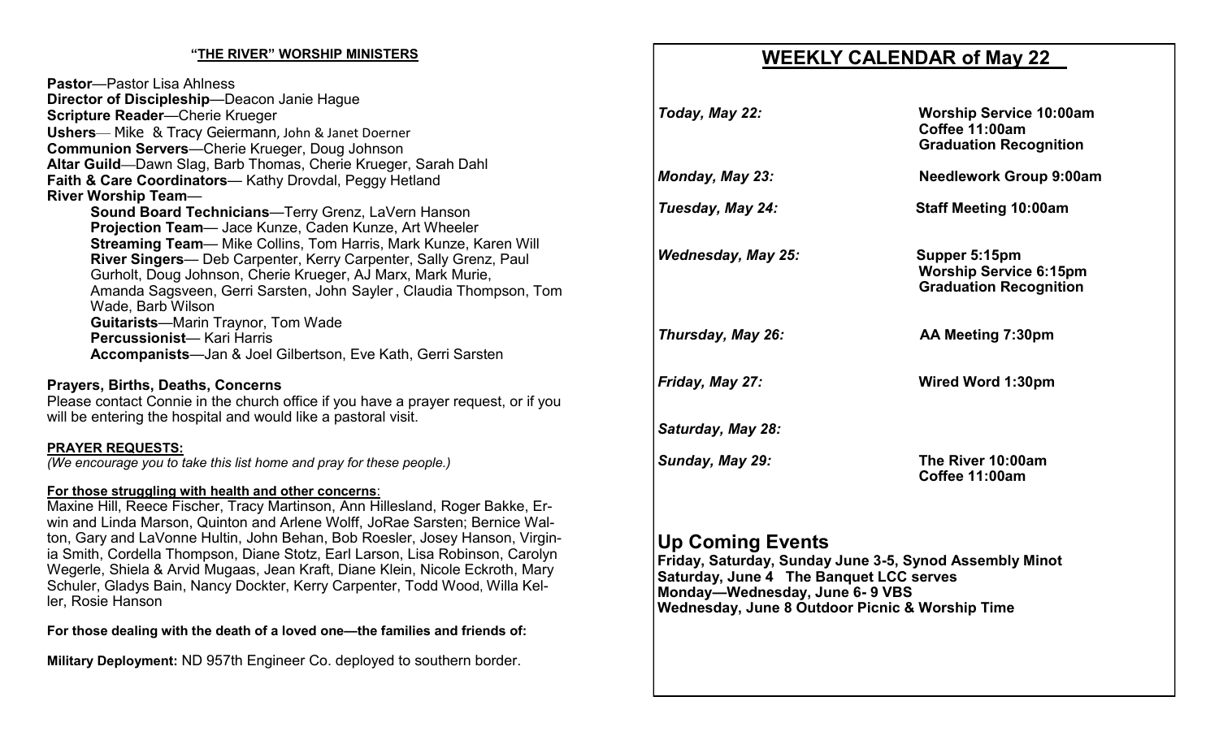## "THE RIVER" WORSHIP MINISTERS

**Pastor**—Pastor Lisa Ahlness
**Director of Discipleship**—Deacon Janie Hague
**Scripture Reader**—Cherie Krueger
**Ushers**— Mike & Tracy Geiermann, John & Janet Doerner
**Communion Servers**—Cherie Krueger, Doug Johnson
**Altar Guild**—Dawn Slag, Barb Thomas, Cherie Krueger, Sarah Dahl
**Faith & Care Coordinators**— Kathy Drovdal, Peggy Hetland
**River Worship Team**—

- **Sound Board Technicians**—Terry Grenz, LaVern Hanson
- **Projection Team**— Jace Kunze, Caden Kunze, Art Wheeler
- **Streaming Team**— Mike Collins, Tom Harris, Mark Kunze, Karen Will
- **River Singers**— Deb Carpenter, Kerry Carpenter, Sally Grenz, Paul Gurholt, Doug Johnson, Cherie Krueger, AJ Marx, Mark Murie, Amanda Sagsveen, Gerri Sarsten, John Sayler, Claudia Thompson, Tom Wade, Barb Wilson
- **Guitarists**—Marin Traynor, Tom Wade
- **Percussionist**— Kari Harris
- **Accompanists**—Jan & Joel Gilbertson, Eve Kath, Gerri Sarsten

**Prayers, Births, Deaths, Concerns**
Please contact Connie in the church office if you have a prayer request, or if you will be entering the hospital and would like a pastoral visit.

**PRAYER REQUESTS:**
*(We encourage you to take this list home and pray for these people.)*

**For those struggling with health and other concerns**:
Maxine Hill, Reece Fischer, Tracy Martinson, Ann Hillesland, Roger Bakke, Erwin and Linda Marson, Quinton and Arlene Wolff, JoRae Sarsten; Bernice Walton, Gary and LaVonne Hultin, John Behan, Bob Roesler, Josey Hanson, Virginia Smith, Cordella Thompson, Diane Stotz, Earl Larson, Lisa Robinson, Carolyn Wegerle, Shiela & Arvid Mugaas, Jean Kraft, Diane Klein, Nicole Eckroth, Mary Schuler, Gladys Bain, Nancy Dockter, Kerry Carpenter, Todd Wood, Willa Keller, Rosie Hanson

**For those dealing with the death of a loved one—the families and friends of:**

**Military Deployment:** ND 957th Engineer Co. deployed to southern border.

## WEEKLY CALENDAR of May 22

| | |
|---|---|
| ***Today, May 22:*** | **Worship Service 10:00am**<br>**Coffee 11:00am**<br>**Graduation Recognition** |
| ***Monday, May 23:*** | **Needlework Group 9:00am** |
| ***Tuesday, May 24:*** | **Staff Meeting 10:00am** |
| ***Wednesday, May 25:*** | **Supper 5:15pm**<br>**Worship Service 6:15pm**<br>**Graduation Recognition** |
| ***Thursday, May 26:*** | **AA Meeting 7:30pm** |
| ***Friday, May 27:*** | **Wired Word 1:30pm** |
| ***Saturday, May 28:*** | |
| ***Sunday, May 29:*** | **The River 10:00am**<br>**Coffee 11:00am** |

## Up Coming Events

**Friday, Saturday, Sunday June 3-5, Synod Assembly Minot**
**Saturday, June 4 The Banquet LCC serves**
**Monday—Wednesday, June 6- 9 VBS**
**Wednesday, June 8 Outdoor Picnic & Worship Time**